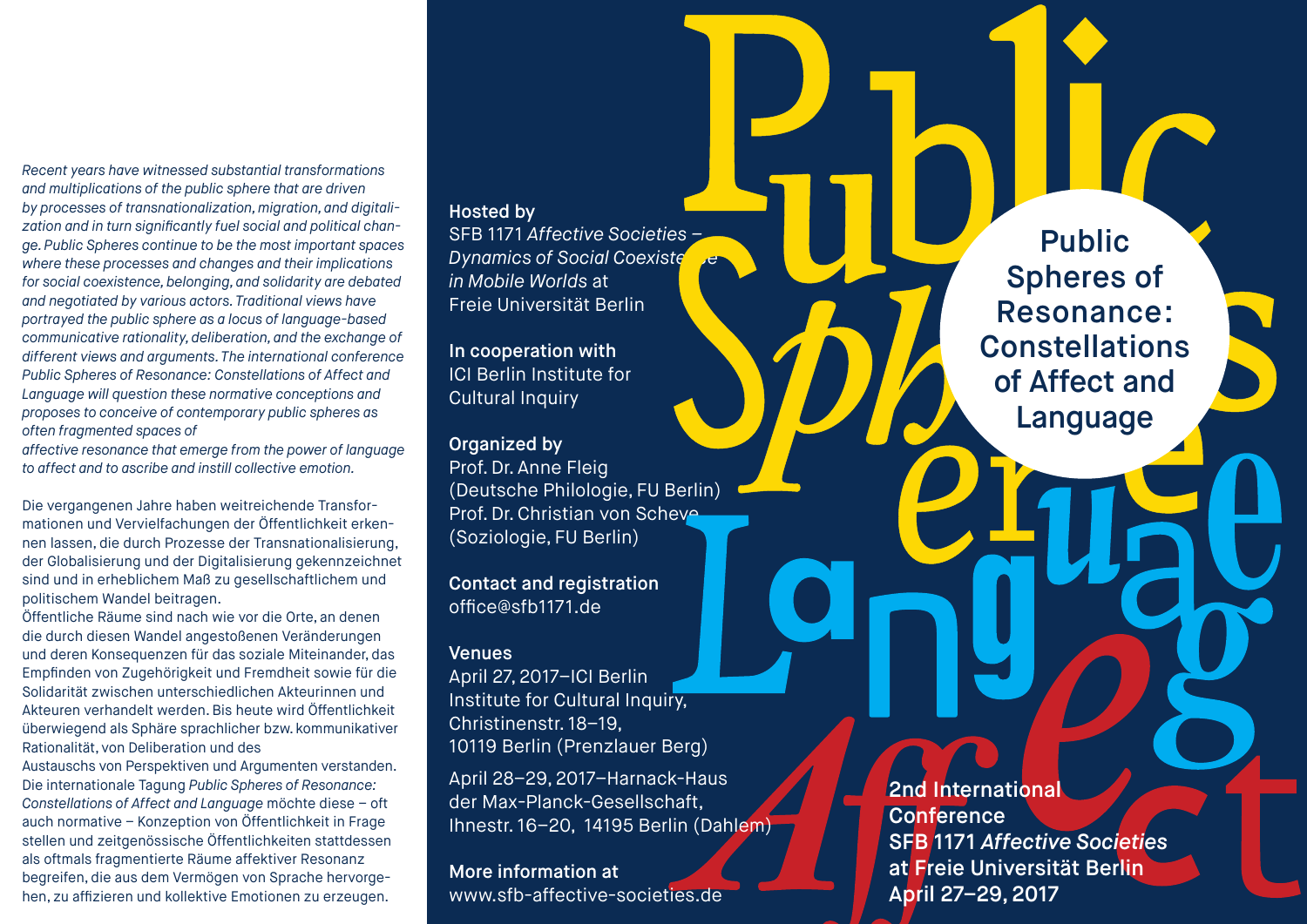*Recent years have witnessed substantial transformations and multiplications of the public sphere that are driven by processes of transnationalization, migration, and digitalization and in turn significantly fuel social and political change. Public Spheres continue to be the most important spaces where these processes and changes and their implications for social coexistence, belonging, and solidarity are debated and negotiated by various actors. Traditional views have portrayed the public sphere as a locus of language-based communicative rationality, deliberation, and the exchange of different views and arguments. The international conference Public Spheres of Resonance: Constellations of Affect and Language will question these normative conceptions and proposes to conceive of contemporary public spheres as often fragmented spaces of affective resonance that emerge from the power of language to affect and to ascribe and instill collective emotion.*

Die vergangenen Jahre haben weitreichende Transformationen und Vervielfachungen der Öffentlichkeit erkennen lassen, die durch Prozesse der Transnationalisierung, der Globalisierung und der Digitalisierung gekennzeichnet sind und in erheblichem Maß zu gesellschaftlichem und politischem Wandel beitragen.
Öffentliche Räume sind nach wie vor die Orte, an denen die durch diesen Wandel angestoßenen Veränderungen und deren Konsequenzen für das soziale Miteinander, das Empfinden von Zugehörigkeit und Fremdheit sowie für die Solidarität zwischen unterschiedlichen Akteurinnen und Akteuren verhandelt werden. Bis heute wird Öffentlichkeit überwiegend als Sphäre sprachlicher bzw. kommunikativer Rationalität, von Deliberation und des Austauschs von Perspektiven und Argumenten verstanden. Die internationale Tagung *Public Spheres of Resonance: Constellations of Affect and Language* möchte diese – oft auch normative – Konzeption von Öffentlichkeit in Frage stellen und zeitgenössische Öffentlichkeiten stattdessen als oftmals fragmentierte Räume affektiver Resonanz begreifen, die aus dem Vermögen von Sprache hervorgehen, zu affizieren und kollektive Emotionen zu erzeugen.

**Hosted by**
SFB 1171 *Affective Societies – Dynamics of Social Coexistence in Mobile Worlds* at Freie Universität Berlin

**In cooperation with**
ICI Berlin Institute for Cultural Inquiry

**Organized by**
Prof. Dr. Anne Fleig (Deutsche Philologie, FU Berlin)
Prof. Dr. Christian von Scheve (Soziologie, FU Berlin)

**Contact and registration**
office@sfb1171.de

**Venues**
April 27, 2017–ICI Berlin Institute for Cultural Inquiry, Christinenstr. 18–19, 10119 Berlin (Prenzlauer Berg)

April 28–29, 2017–Harnack-Haus der Max-Planck-Gesellschaft, Ihnestr. 16–20, 14195 Berlin (Dahlem)

**More information at**
www.sfb-affective-societies.de

# Public Spheres of Resonance: Constellations of Affect and Language

**2nd International Conference**
**SFB 1171 *Affective Societies***
**at Freie Universität Berlin**
**April 27–29, 2017**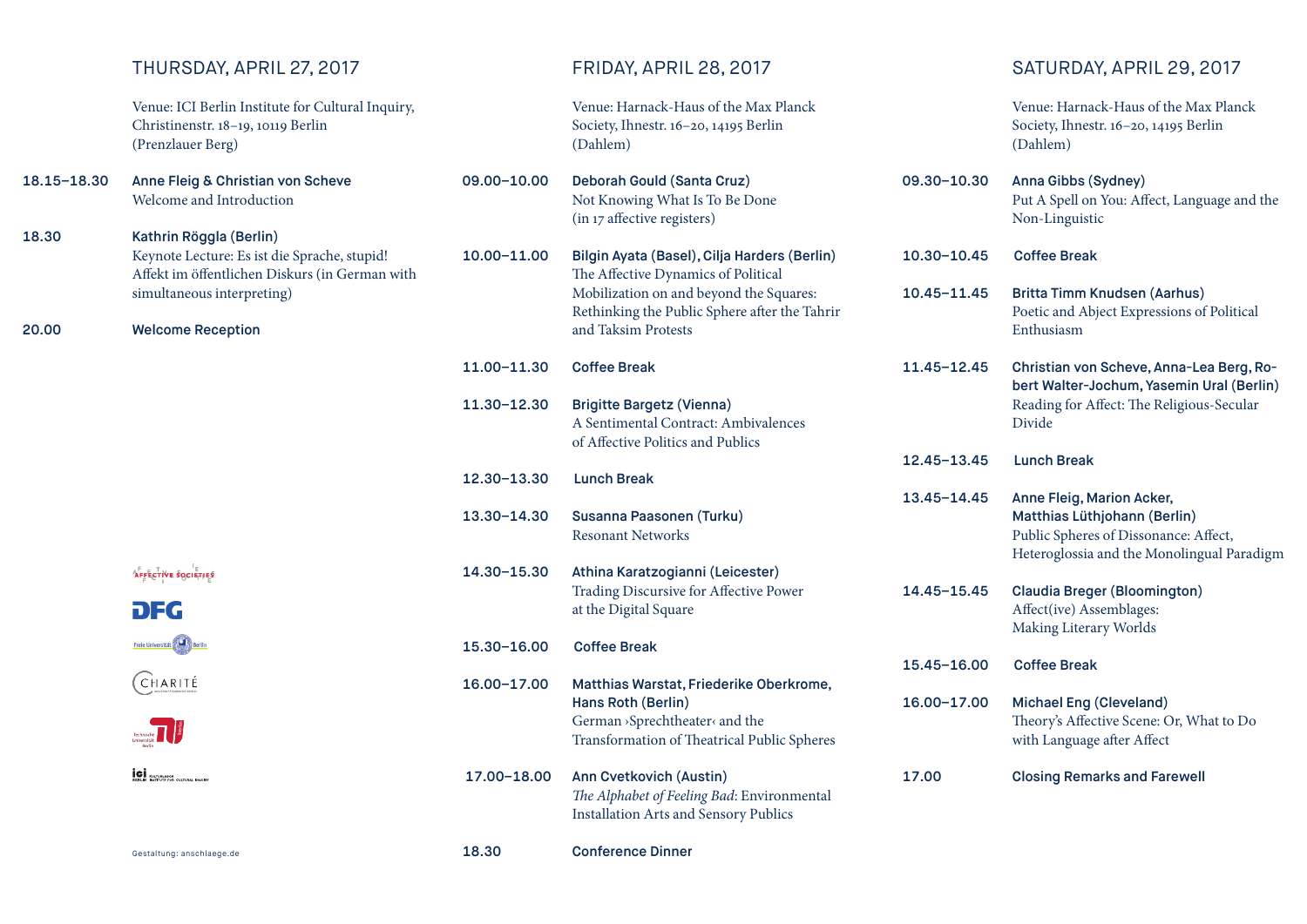## THURSDAY, APRIL 27, 2017

Venue: ICI Berlin Institute for Cultural Inquiry, Christinenstr. 18–19, 10119 Berlin (Prenzlauer Berg)

**18.15–18.30** **Anne Fleig & Christian von Scheve**
Welcome and Introduction

**18.30** **Kathrin Röggla (Berlin)**
Keynote Lecture: Es ist die Sprache, stupid! Affekt im öffentlichen Diskurs (in German with simultaneous interpreting)

**20.00** **Welcome Reception**

## FRIDAY, APRIL 28, 2017

Venue: Harnack-Haus of the Max Planck Society, Ihnestr. 16–20, 14195 Berlin (Dahlem)

**09.00–10.00** **Deborah Gould (Santa Cruz)**
Not Knowing What Is To Be Done (in 17 affective registers)

**10.00–11.00** **Bilgin Ayata (Basel), Cilja Harders (Berlin)**
The Affective Dynamics of Political Mobilization on and beyond the Squares: Rethinking the Public Sphere after the Tahrir and Taksim Protests

**11.00–11.30** **Coffee Break**

**11.30–12.30** **Brigitte Bargetz (Vienna)**
A Sentimental Contract: Ambivalences of Affective Politics and Publics

**12.30–13.30** **Lunch Break**

**13.30–14.30** **Susanna Paasonen (Turku)**
Resonant Networks

**14.30–15.30** **Athina Karatzogianni (Leicester)**
Trading Discursive for Affective Power at the Digital Square

**15.30–16.00** **Coffee Break**

**16.00–17.00** **Matthias Warstat, Friederike Oberkrome, Hans Roth (Berlin)**
German ›Sprechtheater‹ and the Transformation of Theatrical Public Spheres

**17.00–18.00** **Ann Cvetkovich (Austin)**
*The Alphabet of Feeling Bad*: Environmental Installation Arts and Sensory Publics

**18.30** **Conference Dinner**

## SATURDAY, APRIL 29, 2017

Venue: Harnack-Haus of the Max Planck Society, Ihnestr. 16–20, 14195 Berlin (Dahlem)

**09.30–10.30** **Anna Gibbs (Sydney)**
Put A Spell on You: Affect, Language and the Non-Linguistic

**10.30–10.45** **Coffee Break**

**10.45–11.45** **Britta Timm Knudsen (Aarhus)**
Poetic and Object Expressions of Political Enthusiasm

**11.45–12.45** **Christian von Scheve, Anna-Lea Berg, Robert Walter-Jochum, Yasemin Ural (Berlin)**
Reading for Affect: The Religious-Secular Divide

**12.45–13.45** **Lunch Break**

**13.45–14.45** **Anne Fleig, Marion Acker, Matthias Lüthjohann (Berlin)**
Public Spheres of Dissonance: Affect, Heteroglossia and the Monolingual Paradigm

**14.45–15.45** **Claudia Breger (Bloomington)**
Affect(ive) Assemblages: Making Literary Worlds

**15.45–16.00** **Coffee Break**

**16.00–17.00** **Michael Eng (Cleveland)**
Theory's Affective Scene: Or, What to Do with Language after Affect

**17.00** **Closing Remarks and Farewell**

AFFECTIVE SOCIETIES

DFG

Freie Universität Berlin

CHARITÉ

Technische Universität Berlin

ici Berlin Kulturlabor Institute for Cultural Inquiry

Gestaltung: anschlaege.de